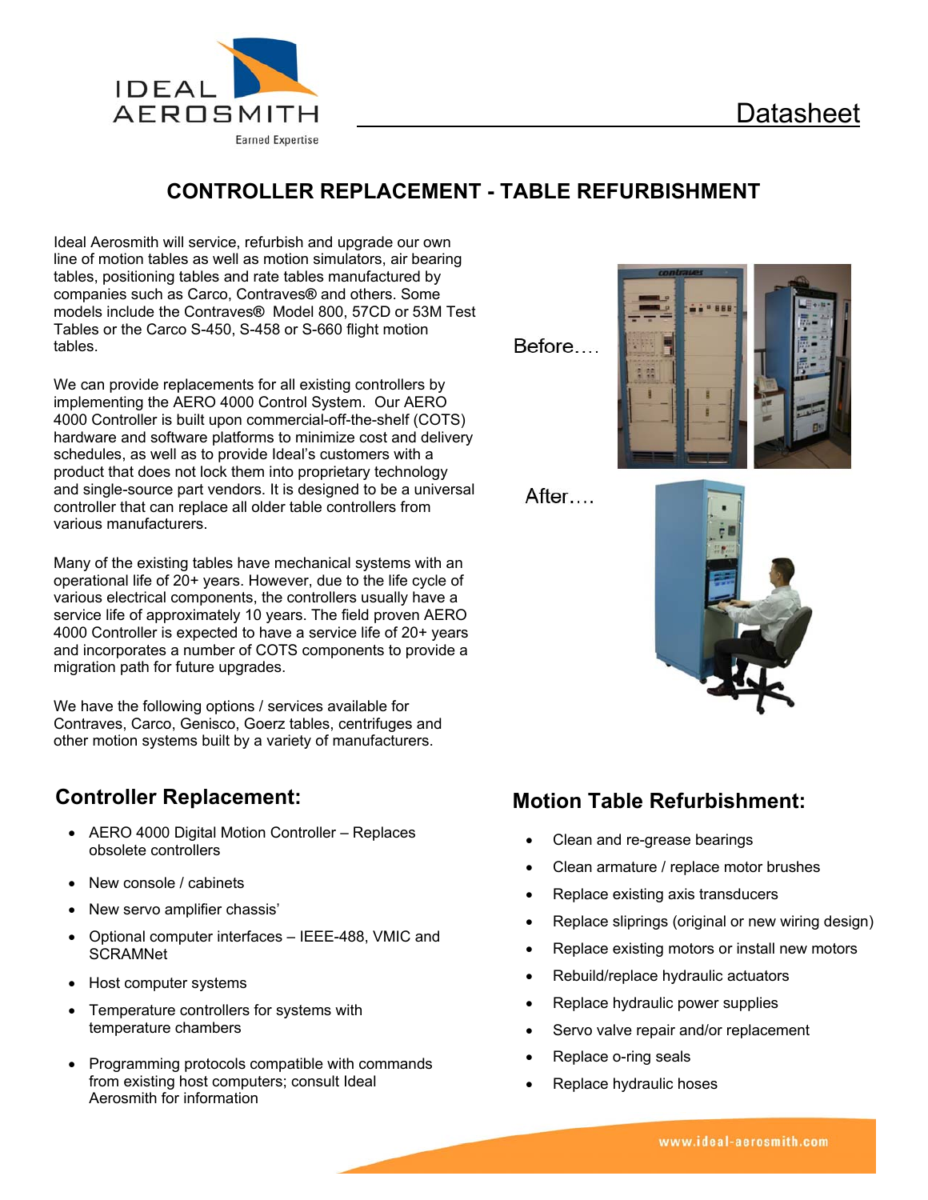IDEAL AEROSMITH

Earned Expertise

Datasheet

# CONTROLLER REPLACEMENT - TABLE REFURBISHMENT

Ideal Aerosmith will service, refurbish and upgrade our own line of motion tables as well as motion simulators, air bearing tables, positioning tables and rate tables manufactured by companies such as Carco, Contraves® and others. Some models include the Contraves® Model 800, 57CD or 53M Test Tables or the Carco S-450, S-458 or S-660 flight motion tables.

We can provide replacements for all existing controllers by implementing the AERO 4000 Control System. Our AERO 4000 Controller is built upon commercial-off-the-shelf (COTS) hardware and software platforms to minimize cost and delivery schedules, as well as to provide Ideal's customers with a product that does not lock them into proprietary technology and single-source part vendors. It is designed to be a universal controller that can replace all older table controllers from various manufacturers.

Many of the existing tables have mechanical systems with an operational life of 20+ years. However, due to the life cycle of various electrical components, the controllers usually have a service life of approximately 10 years. The field proven AERO 4000 Controller is expected to have a service life of 20+ years and incorporates a number of COTS components to provide a migration path for future upgrades.

We have the following options / services available for Contraves, Carco, Genisco, Goerz tables, centrifuges and other motion systems built by a variety of manufacturers.

Before….

After….

## Controller Replacement:

- AERO 4000 Digital Motion Controller – Replaces obsolete controllers
- New console / cabinets
- New servo amplifier chassis'
- Optional computer interfaces – IEEE-488, VMIC and SCRAMNet
- Host computer systems
- Temperature controllers for systems with temperature chambers
- Programming protocols compatible with commands from existing host computers; consult Ideal Aerosmith for information

## Motion Table Refurbishment:

- Clean and re-grease bearings
- Clean armature / replace motor brushes
- Replace existing axis transducers
- Replace sliprings (original or new wiring design)
- Replace existing motors or install new motors
- Rebuild/replace hydraulic actuators
- Replace hydraulic power supplies
- Servo valve repair and/or replacement
- Replace o-ring seals
- Replace hydraulic hoses

www.ideal-aerosmith.com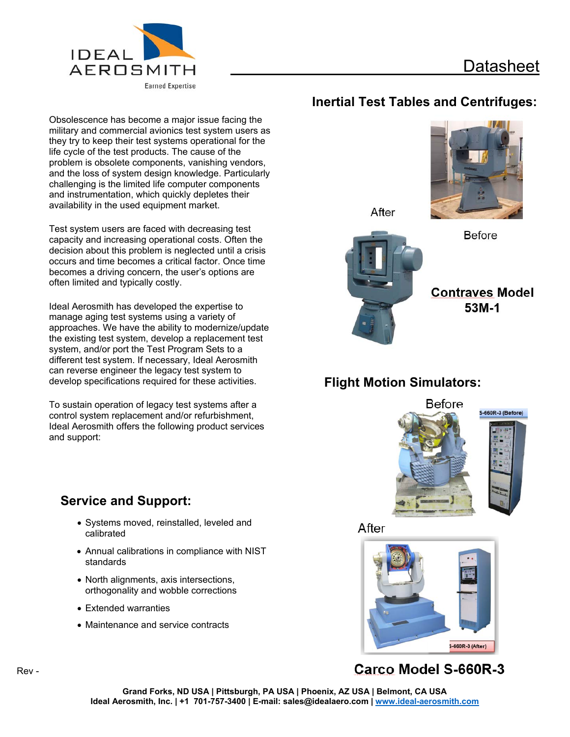# Datasheet

Obsolescence has become a major issue facing the military and commercial avionics test system users as they try to keep their test systems operational for the life cycle of the test products. The cause of the problem is obsolete components, vanishing vendors, and the loss of system design knowledge. Particularly challenging is the limited life computer components and instrumentation, which quickly depletes their availability in the used equipment market.

Test system users are faced with decreasing test capacity and increasing operational costs. Often the decision about this problem is neglected until a crisis occurs and time becomes a critical factor. Once time becomes a driving concern, the user's options are often limited and typically costly.

Ideal Aerosmith has developed the expertise to manage aging test systems using a variety of approaches. We have the ability to modernize/update the existing test system, develop a replacement test system, and/or port the Test Program Sets to a different test system. If necessary, Ideal Aerosmith can reverse engineer the legacy test system to develop specifications required for these activities.

To sustain operation of legacy test systems after a control system replacement and/or refurbishment, Ideal Aerosmith offers the following product services and support:

## Service and Support:

- Systems moved, reinstalled, leveled and calibrated
- Annual calibrations in compliance with NIST standards
- North alignments, axis intersections, orthogonality and wobble corrections
- Extended warranties
- Maintenance and service contracts

## Inertial Test Tables and Centrifuges:

Before

After

**Contraves Model 53M-1**

## Flight Motion Simulators:

Before

S-660R-3 (Before)

After

S-660R-3 (After)

**Carco Model S-660R-3**

Rev -

**Grand Forks, ND USA | Pittsburgh, PA USA | Phoenix, AZ USA | Belmont, CA USA**
**Ideal Aerosmith, Inc. | +1 701-757-3400 | E-mail: sales@idealaero.com | www.ideal-aerosmith.com**